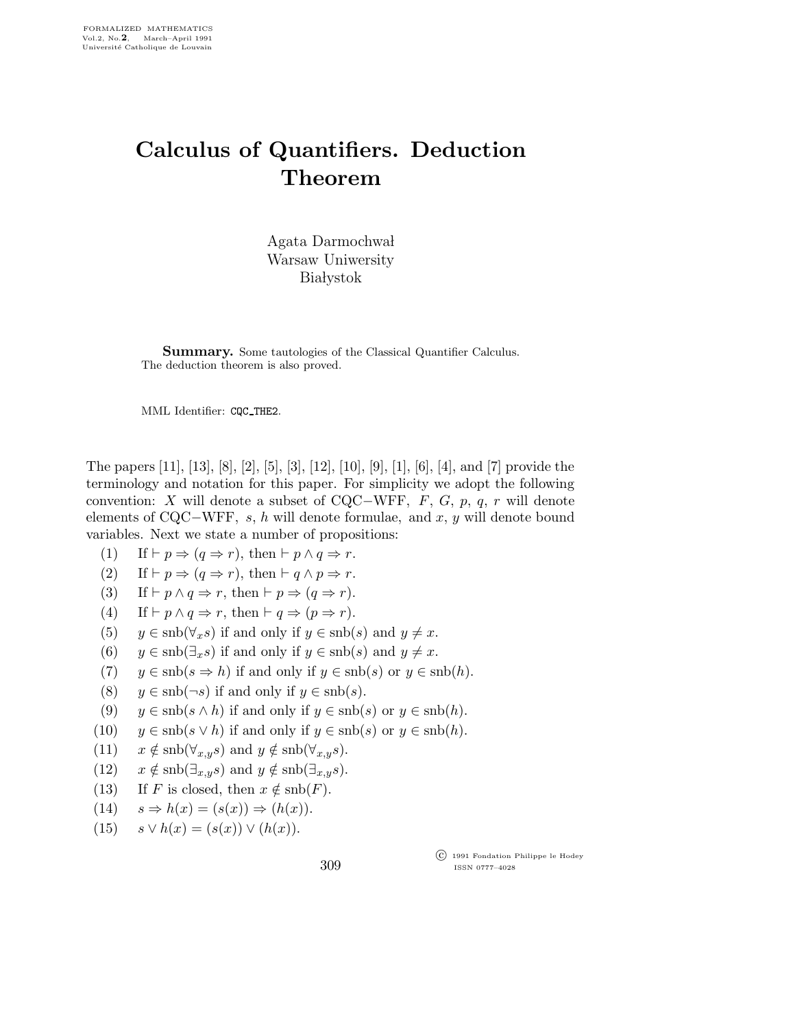# Calculus of Quantifiers. Deduction Theorem

Agata Darmochwał
Warsaw Uniwersity
Białystok

**Summary.** Some tautologies of the Classical Quantifier Calculus. The deduction theorem is also proved.

MML Identifier: CQC_THE2.

The papers [11], [13], [8], [2], [5], [3], [12], [10], [9], [1], [6], [4], and [7] provide the terminology and notation for this paper. For simplicity we adopt the following convention: $X$ will denote a subset of CQC−WFF, $F$, $G$, $p$, $q$, $r$ will denote elements of CQC−WFF, $s$, $h$ will denote formulae, and $x$, $y$ will denote bound variables. Next we state a number of propositions:

(1) If $\vdash p \Rightarrow (q \Rightarrow r)$, then $\vdash p \wedge q \Rightarrow r$.

(2) If $\vdash p \Rightarrow (q \Rightarrow r)$, then $\vdash q \wedge p \Rightarrow r$.

(3) If $\vdash p \wedge q \Rightarrow r$, then $\vdash p \Rightarrow (q \Rightarrow r)$.

(4) If $\vdash p \wedge q \Rightarrow r$, then $\vdash q \Rightarrow (p \Rightarrow r)$.

(5) $y \in \text{snb}(\forall_x s)$ if and only if $y \in \text{snb}(s)$ and $y \neq x$.

(6) $y \in \text{snb}(\exists_x s)$ if and only if $y \in \text{snb}(s)$ and $y \neq x$.

(7) $y \in \text{snb}(s \Rightarrow h)$ if and only if $y \in \text{snb}(s)$ or $y \in \text{snb}(h)$.

(8) $y \in \text{snb}(\neg s)$ if and only if $y \in \text{snb}(s)$.

(9) $y \in \text{snb}(s \wedge h)$ if and only if $y \in \text{snb}(s)$ or $y \in \text{snb}(h)$.

(10) $y \in \text{snb}(s \vee h)$ if and only if $y \in \text{snb}(s)$ or $y \in \text{snb}(h)$.

(11) $x \notin \text{snb}(\forall_{x,y} s)$ and $y \notin \text{snb}(\forall_{x,y} s)$.

(12) $x \notin \text{snb}(\exists_{x,y} s)$ and $y \notin \text{snb}(\exists_{x,y} s)$.

(13) If $F$ is closed, then $x \notin \text{snb}(F)$.

(14) $s \Rightarrow h(x) = (s(x)) \Rightarrow (h(x))$.

(15) $s \vee h(x) = (s(x)) \vee (h(x))$.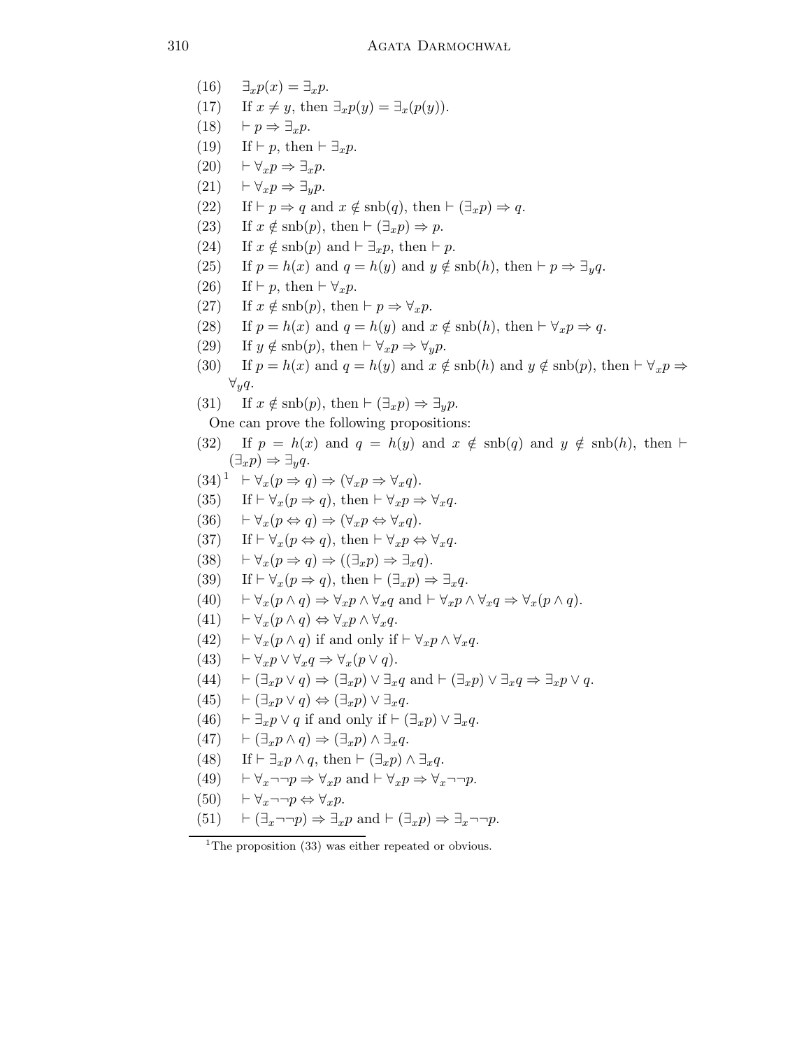(16) $\exists_x p(x) = \exists_x p$.

(17) If $x \neq y$, then $\exists_x p(y) = \exists_x (p(y))$.

(18) $\vdash p \Rightarrow \exists_x p$.

(19) If $\vdash p$, then $\vdash \exists_x p$.

(20) $\vdash \forall_x p \Rightarrow \exists_x p$.

(21) $\vdash \forall_x p \Rightarrow \exists_y p$.

(22) If $\vdash p \Rightarrow q$ and $x \notin \mathrm{snb}(q)$, then $\vdash (\exists_x p) \Rightarrow q$.

(23) If $x \notin \mathrm{snb}(p)$, then $\vdash (\exists_x p) \Rightarrow p$.

(24) If $x \notin \mathrm{snb}(p)$ and $\vdash \exists_x p$, then $\vdash p$.

(25) If $p = h(x)$ and $q = h(y)$ and $y \notin \mathrm{snb}(h)$, then $\vdash p \Rightarrow \exists_y q$.

(26) If $\vdash p$, then $\vdash \forall_x p$.

(27) If $x \notin \mathrm{snb}(p)$, then $\vdash p \Rightarrow \forall_x p$.

(28) If $p = h(x)$ and $q = h(y)$ and $x \notin \mathrm{snb}(h)$, then $\vdash \forall_x p \Rightarrow q$.

(29) If $y \notin \mathrm{snb}(p)$, then $\vdash \forall_x p \Rightarrow \forall_y p$.

(30) If $p = h(x)$ and $q = h(y)$ and $x \notin \mathrm{snb}(h)$ and $y \notin \mathrm{snb}(p)$, then $\vdash \forall_x p \Rightarrow \forall_y q$.

(31) If $x \notin \mathrm{snb}(p)$, then $\vdash (\exists_x p) \Rightarrow \exists_y p$.

One can prove the following propositions:

(32) If $p = h(x)$ and $q = h(y)$ and $x \notin \mathrm{snb}(q)$ and $y \notin \mathrm{snb}(h)$, then $\vdash (\exists_x p) \Rightarrow \exists_y q$.

(34)[1] $\vdash \forall_x (p \Rightarrow q) \Rightarrow (\forall_x p \Rightarrow \forall_x q)$.

(35) If $\vdash \forall_x (p \Rightarrow q)$, then $\vdash \forall_x p \Rightarrow \forall_x q$.

(36) $\vdash \forall_x (p \Leftrightarrow q) \Rightarrow (\forall_x p \Leftrightarrow \forall_x q)$.

(37) If $\vdash \forall_x (p \Leftrightarrow q)$, then $\vdash \forall_x p \Leftrightarrow \forall_x q$.

(38) $\vdash \forall_x (p \Rightarrow q) \Rightarrow ((\exists_x p) \Rightarrow \exists_x q)$.

(39) If $\vdash \forall_x (p \Rightarrow q)$, then $\vdash (\exists_x p) \Rightarrow \exists_x q$.

(40) $\vdash \forall_x (p \wedge q) \Rightarrow \forall_x p \wedge \forall_x q$ and $\vdash \forall_x p \wedge \forall_x q \Rightarrow \forall_x (p \wedge q)$.

(41) $\vdash \forall_x (p \wedge q) \Leftrightarrow \forall_x p \wedge \forall_x q$.

(42) $\vdash \forall_x (p \wedge q)$ if and only if $\vdash \forall_x p \wedge \forall_x q$.

(43) $\vdash \forall_x p \vee \forall_x q \Rightarrow \forall_x (p \vee q)$.

(44) $\vdash (\exists_x p \vee q) \Rightarrow (\exists_x p) \vee \exists_x q$ and $\vdash (\exists_x p) \vee \exists_x q \Rightarrow \exists_x p \vee q$.

(45) $\vdash (\exists_x p \vee q) \Leftrightarrow (\exists_x p) \vee \exists_x q$.

(46) $\vdash \exists_x p \vee q$ if and only if $\vdash (\exists_x p) \vee \exists_x q$.

(47) $\vdash (\exists_x p \wedge q) \Rightarrow (\exists_x p) \wedge \exists_x q$.

(48) If $\vdash \exists_x p \wedge q$, then $\vdash (\exists_x p) \wedge \exists_x q$.

(49) $\vdash \forall_x \neg\neg p \Rightarrow \forall_x p$ and $\vdash \forall_x p \Rightarrow \forall_x \neg\neg p$.

(50) $\vdash \forall_x \neg\neg p \Leftrightarrow \forall_x p$.

(51) $\vdash (\exists_x \neg\neg p) \Rightarrow \exists_x p$ and $\vdash (\exists_x p) \Rightarrow \exists_x \neg\neg p$.

[1]The proposition (33) was either repeated or obvious.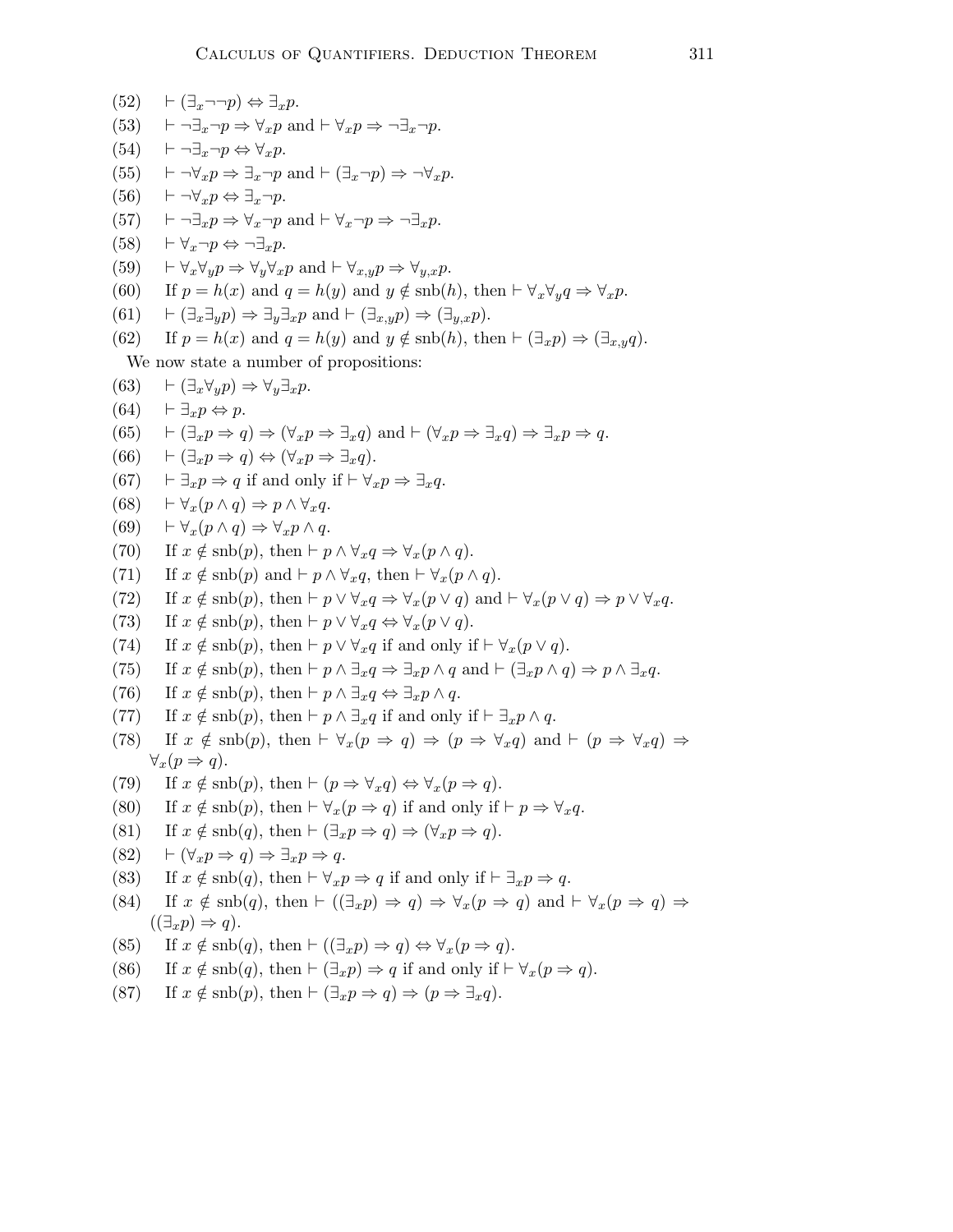(52) $\vdash (\exists_x \neg\neg p) \Leftrightarrow \exists_x p$.

(53) $\vdash \neg\exists_x \neg p \Rightarrow \forall_x p$ and $\vdash \forall_x p \Rightarrow \neg\exists_x \neg p$.

(54) $\vdash \neg\exists_x \neg p \Leftrightarrow \forall_x p$.

(55) $\vdash \neg\forall_x p \Rightarrow \exists_x \neg p$ and $\vdash (\exists_x \neg p) \Rightarrow \neg\forall_x p$.

(56) $\vdash \neg\forall_x p \Leftrightarrow \exists_x \neg p$.

(57) $\vdash \neg\exists_x p \Rightarrow \forall_x \neg p$ and $\vdash \forall_x \neg p \Rightarrow \neg\exists_x p$.

(58) $\vdash \forall_x \neg p \Leftrightarrow \neg\exists_x p$.

(59) $\vdash \forall_x \forall_y p \Rightarrow \forall_y \forall_x p$ and $\vdash \forall_{x,y} p \Rightarrow \forall_{y,x} p$.

(60) If $p = h(x)$ and $q = h(y)$ and $y \notin \mathrm{snb}(h)$, then $\vdash \forall_x \forall_y q \Rightarrow \forall_x p$.

(61) $\vdash (\exists_x \exists_y p) \Rightarrow \exists_y \exists_x p$ and $\vdash (\exists_{x,y} p) \Rightarrow (\exists_{y,x} p)$.

(62) If $p = h(x)$ and $q = h(y)$ and $y \notin \mathrm{snb}(h)$, then $\vdash (\exists_x p) \Rightarrow (\exists_{x,y} q)$.

We now state a number of propositions:

(63) $\vdash (\exists_x \forall_y p) \Rightarrow \forall_y \exists_x p$.

(64) $\vdash \exists_x p \Leftrightarrow p$.

(65) $\vdash (\exists_x p \Rightarrow q) \Rightarrow (\forall_x p \Rightarrow \exists_x q)$ and $\vdash (\forall_x p \Rightarrow \exists_x q) \Rightarrow \exists_x p \Rightarrow q$.

(66) $\vdash (\exists_x p \Rightarrow q) \Leftrightarrow (\forall_x p \Rightarrow \exists_x q)$.

(67) $\vdash \exists_x p \Rightarrow q$ if and only if $\vdash \forall_x p \Rightarrow \exists_x q$.

(68) $\vdash \forall_x (p \wedge q) \Rightarrow p \wedge \forall_x q$.

(69) $\vdash \forall_x (p \wedge q) \Rightarrow \forall_x p \wedge q$.

(70) If $x \notin \mathrm{snb}(p)$, then $\vdash p \wedge \forall_x q \Rightarrow \forall_x (p \wedge q)$.

(71) If $x \notin \mathrm{snb}(p)$ and $\vdash p \wedge \forall_x q$, then $\vdash \forall_x (p \wedge q)$.

(72) If $x \notin \mathrm{snb}(p)$, then $\vdash p \vee \forall_x q \Rightarrow \forall_x (p \vee q)$ and $\vdash \forall_x (p \vee q) \Rightarrow p \vee \forall_x q$.

(73) If $x \notin \mathrm{snb}(p)$, then $\vdash p \vee \forall_x q \Leftrightarrow \forall_x (p \vee q)$.

(74) If $x \notin \mathrm{snb}(p)$, then $\vdash p \vee \forall_x q$ if and only if $\vdash \forall_x (p \vee q)$.

(75) If $x \notin \mathrm{snb}(p)$, then $\vdash p \wedge \exists_x q \Rightarrow \exists_x p \wedge q$ and $\vdash (\exists_x p \wedge q) \Rightarrow p \wedge \exists_x q$.

(76) If $x \notin \mathrm{snb}(p)$, then $\vdash p \wedge \exists_x q \Leftrightarrow \exists_x p \wedge q$.

(77) If $x \notin \mathrm{snb}(p)$, then $\vdash p \wedge \exists_x q$ if and only if $\vdash \exists_x p \wedge q$.

(78) If $x \notin \mathrm{snb}(p)$, then $\vdash \forall_x (p \Rightarrow q) \Rightarrow (p \Rightarrow \forall_x q)$ and $\vdash (p \Rightarrow \forall_x q) \Rightarrow \forall_x (p \Rightarrow q)$.

(79) If $x \notin \mathrm{snb}(p)$, then $\vdash (p \Rightarrow \forall_x q) \Leftrightarrow \forall_x (p \Rightarrow q)$.

(80) If $x \notin \mathrm{snb}(p)$, then $\vdash \forall_x (p \Rightarrow q)$ if and only if $\vdash p \Rightarrow \forall_x q$.

(81) If $x \notin \mathrm{snb}(q)$, then $\vdash (\exists_x p \Rightarrow q) \Rightarrow (\forall_x p \Rightarrow q)$.

(82) $\vdash (\forall_x p \Rightarrow q) \Rightarrow \exists_x p \Rightarrow q$.

(83) If $x \notin \mathrm{snb}(q)$, then $\vdash \forall_x p \Rightarrow q$ if and only if $\vdash \exists_x p \Rightarrow q$.

(84) If $x \notin \mathrm{snb}(q)$, then $\vdash ((\exists_x p) \Rightarrow q) \Rightarrow \forall_x (p \Rightarrow q)$ and $\vdash \forall_x (p \Rightarrow q) \Rightarrow ((\exists_x p) \Rightarrow q)$.

(85) If $x \notin \mathrm{snb}(q)$, then $\vdash ((\exists_x p) \Rightarrow q) \Leftrightarrow \forall_x (p \Rightarrow q)$.

(86) If $x \notin \mathrm{snb}(q)$, then $\vdash (\exists_x p) \Rightarrow q$ if and only if $\vdash \forall_x (p \Rightarrow q)$.

(87) If $x \notin \mathrm{snb}(p)$, then $\vdash (\exists_x p \Rightarrow q) \Rightarrow (p \Rightarrow \exists_x q)$.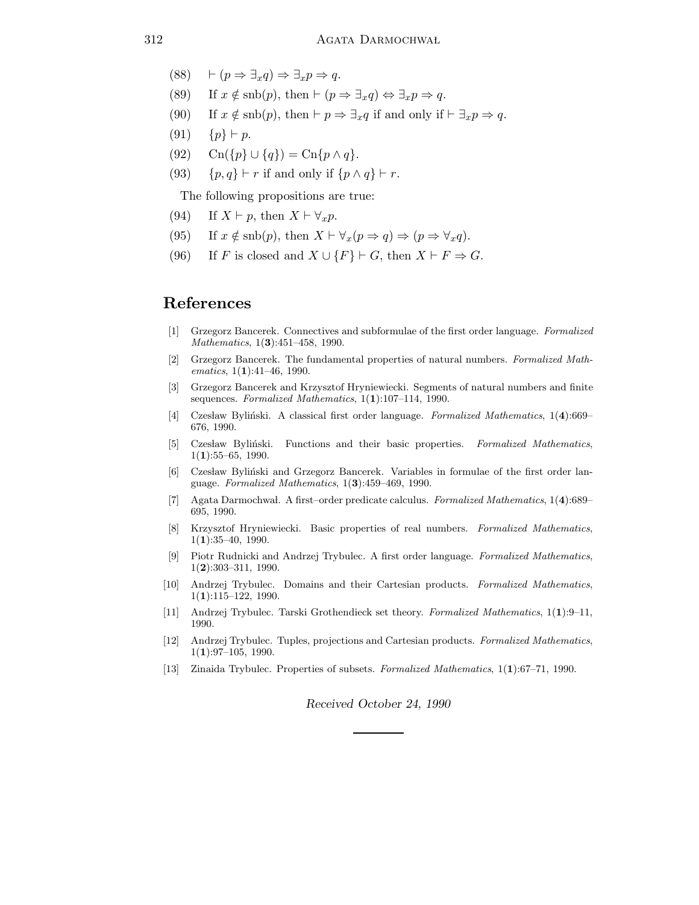(88) $\vdash (p \Rightarrow \exists_x q) \Rightarrow \exists_x p \Rightarrow q$.

(89) If $x \notin \mathrm{snb}(p)$, then $\vdash (p \Rightarrow \exists_x q) \Leftrightarrow \exists_x p \Rightarrow q$.

(90) If $x \notin \mathrm{snb}(p)$, then $\vdash p \Rightarrow \exists_x q$ if and only if $\vdash \exists_x p \Rightarrow q$.

(91) $\{p\} \vdash p$.

(92) $\mathrm{Cn}(\{p\} \cup \{q\}) = \mathrm{Cn}\{p \wedge q\}$.

(93) $\{p, q\} \vdash r$ if and only if $\{p \wedge q\} \vdash r$.

The following propositions are true:

(94) If $X \vdash p$, then $X \vdash \forall_x p$.

(95) If $x \notin \mathrm{snb}(p)$, then $X \vdash \forall_x (p \Rightarrow q) \Rightarrow (p \Rightarrow \forall_x q)$.

(96) If $F$ is closed and $X \cup \{F\} \vdash G$, then $X \vdash F \Rightarrow G$.

## References

[1] Grzegorz Bancerek. Connectives and subformulae of the first order language. *Formalized Mathematics*, 1(**3**):451–458, 1990.

[2] Grzegorz Bancerek. The fundamental properties of natural numbers. *Formalized Mathematics*, 1(**1**):41–46, 1990.

[3] Grzegorz Bancerek and Krzysztof Hryniewiecki. Segments of natural numbers and finite sequences. *Formalized Mathematics*, 1(**1**):107–114, 1990.

[4] Czesław Byliński. A classical first order language. *Formalized Mathematics*, 1(**4**):669–676, 1990.

[5] Czesław Byliński. Functions and their basic properties. *Formalized Mathematics*, 1(**1**):55–65, 1990.

[6] Czesław Byliński and Grzegorz Bancerek. Variables in formulae of the first order language. *Formalized Mathematics*, 1(**3**):459–469, 1990.

[7] Agata Darmochwał. A first–order predicate calculus. *Formalized Mathematics*, 1(**4**):689–695, 1990.

[8] Krzysztof Hryniewiecki. Basic properties of real numbers. *Formalized Mathematics*, 1(**1**):35–40, 1990.

[9] Piotr Rudnicki and Andrzej Trybulec. A first order language. *Formalized Mathematics*, 1(**2**):303–311, 1990.

[10] Andrzej Trybulec. Domains and their Cartesian products. *Formalized Mathematics*, 1(**1**):115–122, 1990.

[11] Andrzej Trybulec. Tarski Grothendieck set theory. *Formalized Mathematics*, 1(**1**):9–11, 1990.

[12] Andrzej Trybulec. Tuples, projections and Cartesian products. *Formalized Mathematics*, 1(**1**):97–105, 1990.

[13] Zinaida Trybulec. Properties of subsets. *Formalized Mathematics*, 1(**1**):67–71, 1990.

*Received October 24, 1990*